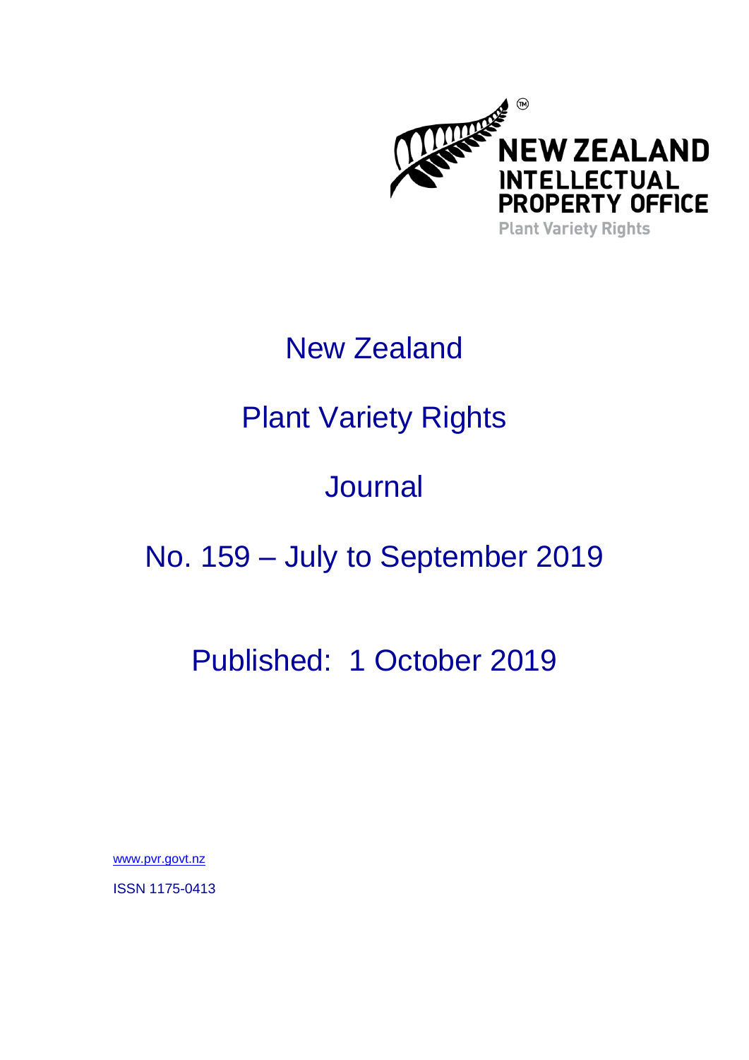NEW ZEALAND INTELLECTUAL PROPERTY OFFICE
Plant Variety Rights

# New Zealand

# Plant Variety Rights

# Journal

# No. 159 – July to September 2019

## Published: 1 October 2019

www.pvr.govt.nz

ISSN 1175-0413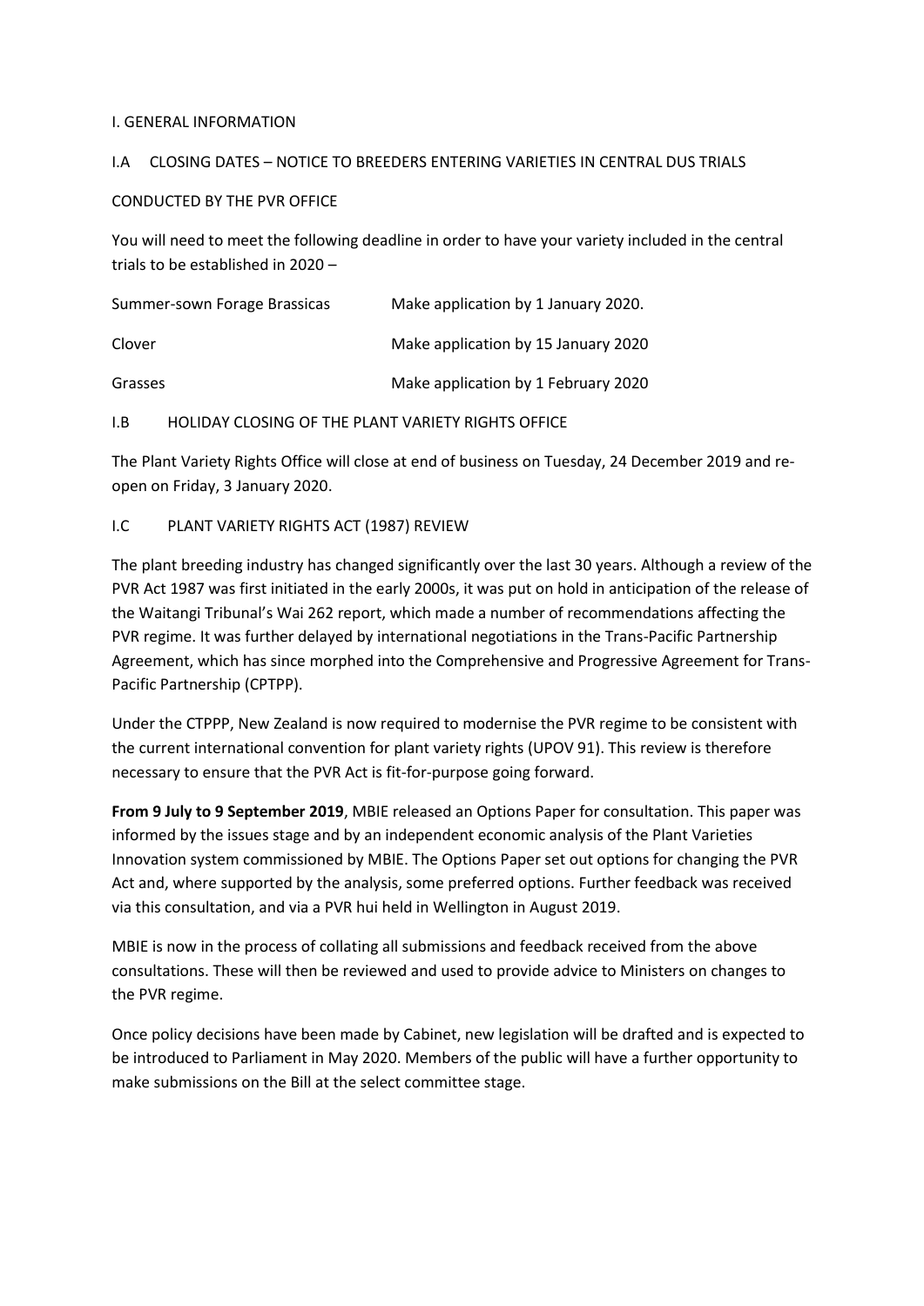# I. GENERAL INFORMATION

## I.A CLOSING DATES – NOTICE TO BREEDERS ENTERING VARIETIES IN CENTRAL DUS TRIALS CONDUCTED BY THE PVR OFFICE

You will need to meet the following deadline in order to have your variety included in the central trials to be established in 2020 –

| | |
|---|---|
| Summer-sown Forage Brassicas | Make application by 1 January 2020. |
| Clover | Make application by 15 January 2020 |
| Grasses | Make application by 1 February 2020 |

## I.B HOLIDAY CLOSING OF THE PLANT VARIETY RIGHTS OFFICE

The Plant Variety Rights Office will close at end of business on Tuesday, 24 December 2019 and re-open on Friday, 3 January 2020.

## I.C PLANT VARIETY RIGHTS ACT (1987) REVIEW

The plant breeding industry has changed significantly over the last 30 years. Although a review of the PVR Act 1987 was first initiated in the early 2000s, it was put on hold in anticipation of the release of the Waitangi Tribunal's Wai 262 report, which made a number of recommendations affecting the PVR regime. It was further delayed by international negotiations in the Trans-Pacific Partnership Agreement, which has since morphed into the Comprehensive and Progressive Agreement for Trans-Pacific Partnership (CPTPP).

Under the CTPPP, New Zealand is now required to modernise the PVR regime to be consistent with the current international convention for plant variety rights (UPOV 91). This review is therefore necessary to ensure that the PVR Act is fit-for-purpose going forward.

**From 9 July to 9 September 2019**, MBIE released an Options Paper for consultation. This paper was informed by the issues stage and by an independent economic analysis of the Plant Varieties Innovation system commissioned by MBIE. The Options Paper set out options for changing the PVR Act and, where supported by the analysis, some preferred options. Further feedback was received via this consultation, and via a PVR hui held in Wellington in August 2019.

MBIE is now in the process of collating all submissions and feedback received from the above consultations. These will then be reviewed and used to provide advice to Ministers on changes to the PVR regime.

Once policy decisions have been made by Cabinet, new legislation will be drafted and is expected to be introduced to Parliament in May 2020. Members of the public will have a further opportunity to make submissions on the Bill at the select committee stage.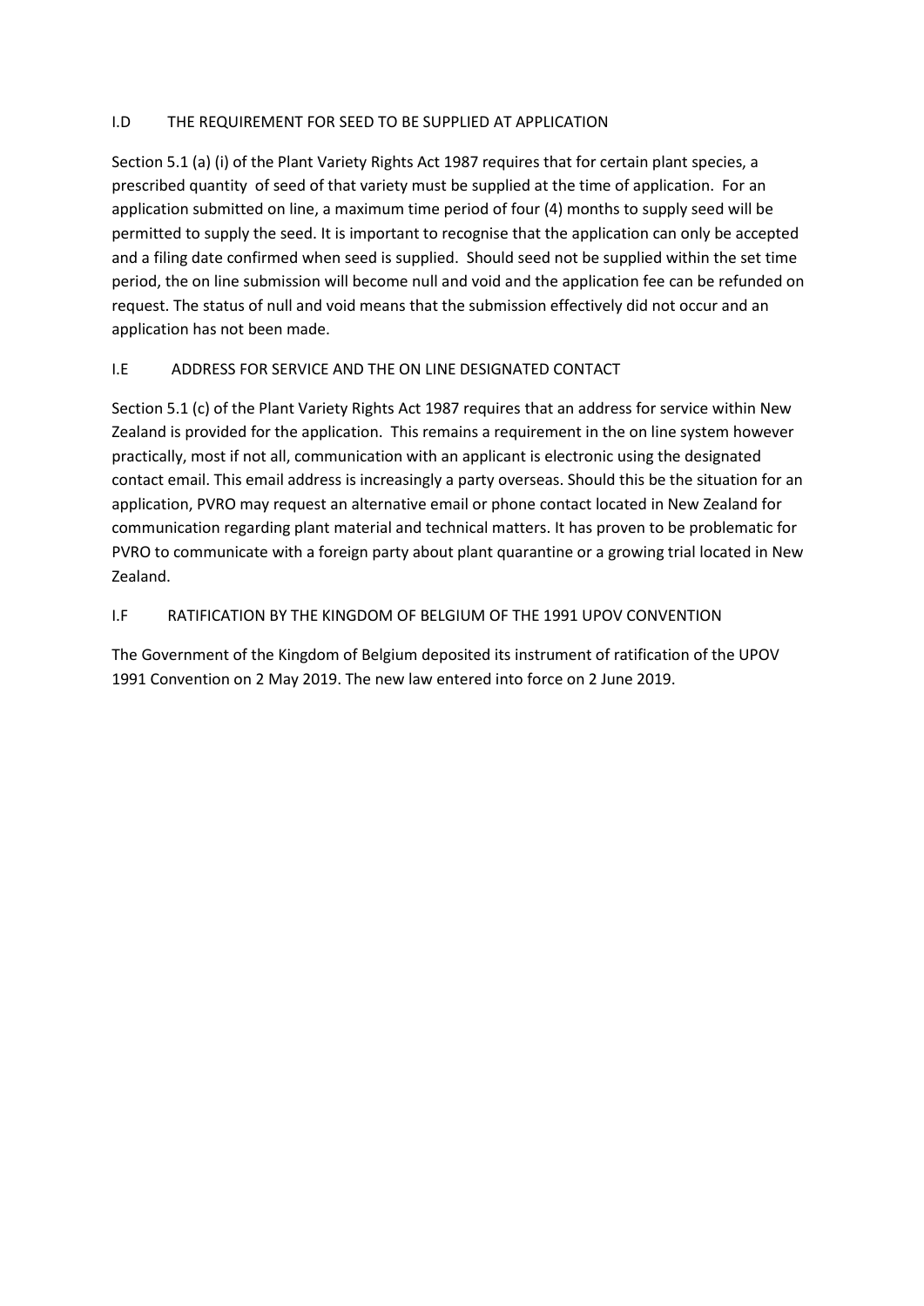## I.D THE REQUIREMENT FOR SEED TO BE SUPPLIED AT APPLICATION

Section 5.1 (a) (i) of the Plant Variety Rights Act 1987 requires that for certain plant species, a prescribed quantity of seed of that variety must be supplied at the time of application. For an application submitted on line, a maximum time period of four (4) months to supply seed will be permitted to supply the seed. It is important to recognise that the application can only be accepted and a filing date confirmed when seed is supplied. Should seed not be supplied within the set time period, the on line submission will become null and void and the application fee can be refunded on request. The status of null and void means that the submission effectively did not occur and an application has not been made.

## I.E ADDRESS FOR SERVICE AND THE ON LINE DESIGNATED CONTACT

Section 5.1 (c) of the Plant Variety Rights Act 1987 requires that an address for service within New Zealand is provided for the application. This remains a requirement in the on line system however practically, most if not all, communication with an applicant is electronic using the designated contact email. This email address is increasingly a party overseas. Should this be the situation for an application, PVRO may request an alternative email or phone contact located in New Zealand for communication regarding plant material and technical matters. It has proven to be problematic for PVRO to communicate with a foreign party about plant quarantine or a growing trial located in New Zealand.

## I.F RATIFICATION BY THE KINGDOM OF BELGIUM OF THE 1991 UPOV CONVENTION

The Government of the Kingdom of Belgium deposited its instrument of ratification of the UPOV 1991 Convention on 2 May 2019. The new law entered into force on 2 June 2019.